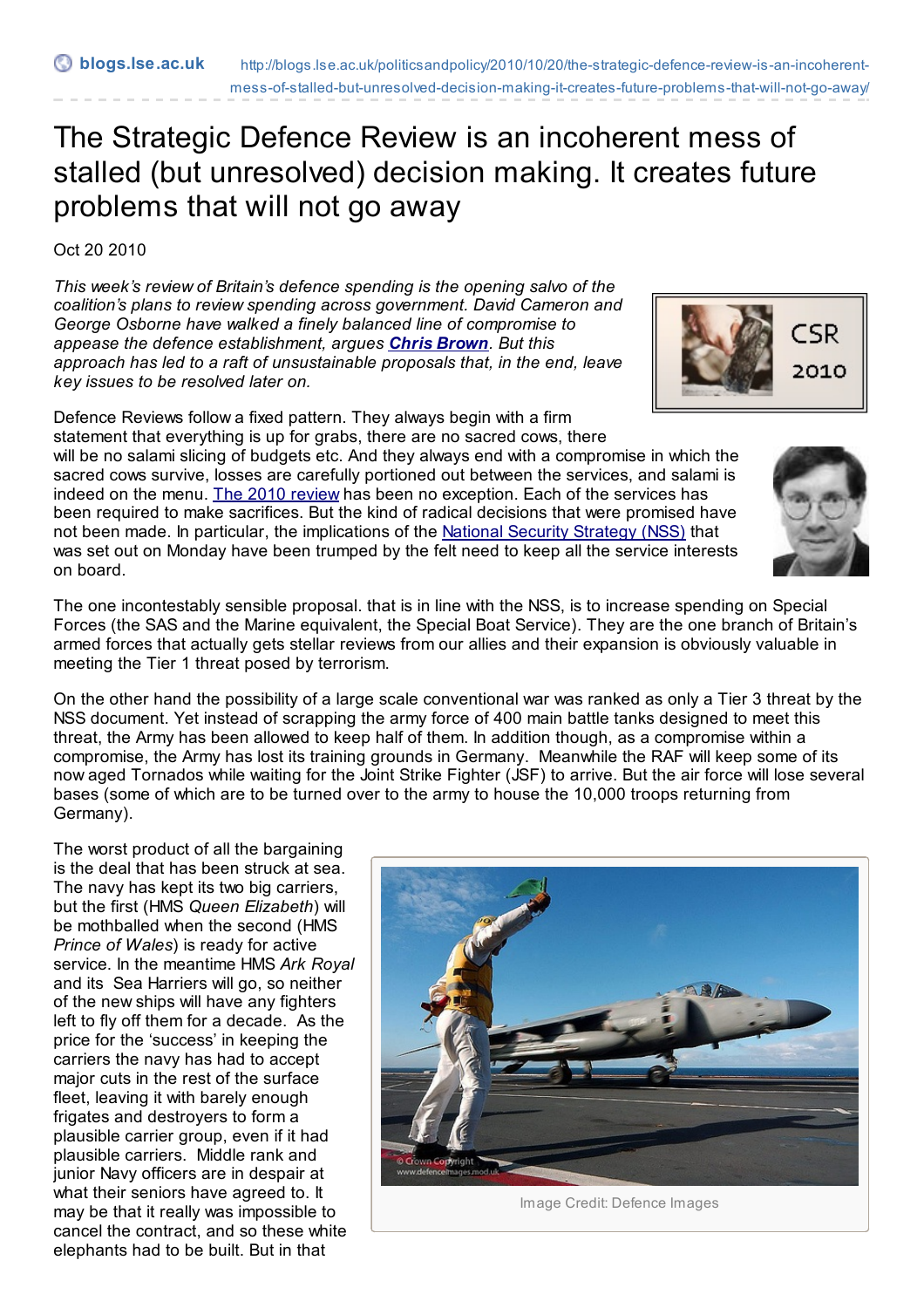# The Strategic Defence Review is an incoherent mess of stalled (but unresolved) decision making. It creates future problems that will not go away

Oct 20 2010

*This week's review of Britain's defence spending is the opening salvo of the coalition's plans to review spending across government. David Cameron and George Osborne have walked a finely balanced line of compromise to appease the defence establishment, argues **Chris Brown**. But this approach has led to a raft of unsustainable proposals that, in the end, leave key issues to be resolved later on.*

Defence Reviews follow a fixed pattern. They always begin with a firm statement that everything is up for grabs, there are no sacred cows, there will be no salami slicing of budgets etc. And they always end with a compromise in which the sacred cows survive, losses are carefully portioned out between the services, and salami is indeed on the menu. The 2010 review has been no exception. Each of the services has been required to make sacrifices. But the kind of radical decisions that were promised have not been made. In particular, the implications of the National Security Strategy (NSS) that was set out on Monday have been trumped by the felt need to keep all the service interests on board.

The one incontestably sensible proposal. that is in line with the NSS, is to increase spending on Special Forces (the SAS and the Marine equivalent, the Special Boat Service). They are the one branch of Britain's armed forces that actually gets stellar reviews from our allies and their expansion is obviously valuable in meeting the Tier 1 threat posed by terrorism.

On the other hand the possibility of a large scale conventional war was ranked as only a Tier 3 threat by the NSS document. Yet instead of scrapping the army force of 400 main battle tanks designed to meet this threat, the Army has been allowed to keep half of them. In addition though, as a compromise within a compromise, the Army has lost its training grounds in Germany. Meanwhile the RAF will keep some of its now aged Tornados while waiting for the Joint Strike Fighter (JSF) to arrive. But the air force will lose several bases (some of which are to be turned over to the army to house the 10,000 troops returning from Germany).

The worst product of all the bargaining is the deal that has been struck at sea. The navy has kept its two big carriers, but the first (HMS *Queen Elizabeth*) will be mothballed when the second (HMS *Prince of Wales*) is ready for active service. In the meantime HMS *Ark Royal* and its Sea Harriers will go, so neither of the new ships will have any fighters left to fly off them for a decade. As the price for the 'success' in keeping the carriers the navy has had to accept major cuts in the rest of the surface fleet, leaving it with barely enough frigates and destroyers to form a plausible carrier group, even if it had plausible carriers. Middle rank and junior Navy officers are in despair at what their seniors have agreed to. It may be that it really was impossible to cancel the contract, and so these white elephants had to be built. But in that

Image Credit: Defence Images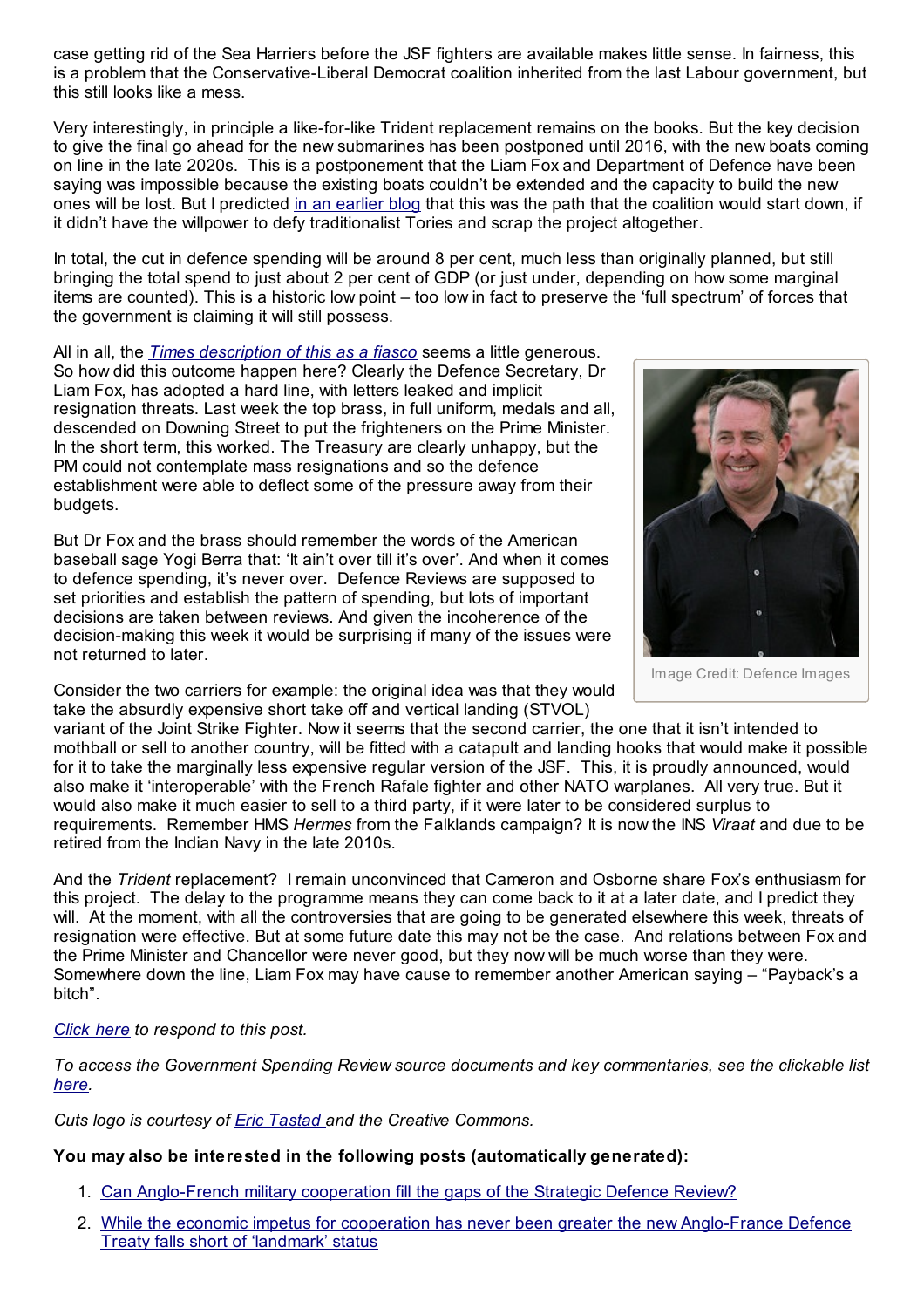case getting rid of the Sea Harriers before the JSF fighters are available makes little sense. In fairness, this is a problem that the Conservative-Liberal Democrat coalition inherited from the last Labour government, but this still looks like a mess.

Very interestingly, in principle a like-for-like Trident replacement remains on the books. But the key decision to give the final go ahead for the new submarines has been postponed until 2016, with the new boats coming on line in the late 2020s. This is a postponement that the Liam Fox and Department of Defence have been saying was impossible because the existing boats couldn't be extended and the capacity to build the new ones will be lost. But I predicted in an earlier blog that this was the path that the coalition would start down, if it didn't have the willpower to defy traditionalist Tories and scrap the project altogether.

In total, the cut in defence spending will be around 8 per cent, much less than originally planned, but still bringing the total spend to just about 2 per cent of GDP (or just under, depending on how some marginal items are counted). This is a historic low point – too low in fact to preserve the 'full spectrum' of forces that the government is claiming it will still possess.

All in all, the *Times description of this as a fiasco* seems a little generous. So how did this outcome happen here? Clearly the Defence Secretary, Dr Liam Fox, has adopted a hard line, with letters leaked and implicit resignation threats. Last week the top brass, in full uniform, medals and all, descended on Downing Street to put the frighteners on the Prime Minister. In the short term, this worked. The Treasury are clearly unhappy, but the PM could not contemplate mass resignations and so the defence establishment were able to deflect some of the pressure away from their budgets.

Image Credit: Defence Images

But Dr Fox and the brass should remember the words of the American baseball sage Yogi Berra that: 'It ain't over till it's over'. And when it comes to defence spending, it's never over. Defence Reviews are supposed to set priorities and establish the pattern of spending, but lots of important decisions are taken between reviews. And given the incoherence of the decision-making this week it would be surprising if many of the issues were not returned to later.

Consider the two carriers for example: the original idea was that they would take the absurdly expensive short take off and vertical landing (STVOL) variant of the Joint Strike Fighter. Now it seems that the second carrier, the one that it isn't intended to mothball or sell to another country, will be fitted with a catapult and landing hooks that would make it possible for it to take the marginally less expensive regular version of the JSF. This, it is proudly announced, would also make it 'interoperable' with the French Rafale fighter and other NATO warplanes. All very true. But it would also make it much easier to sell to a third party, if it were later to be considered surplus to requirements. Remember HMS *Hermes* from the Falklands campaign? It is now the INS *Viraat* and due to be retired from the Indian Navy in the late 2010s.

And the *Trident* replacement? I remain unconvinced that Cameron and Osborne share Fox's enthusiasm for this project. The delay to the programme means they can come back to it at a later date, and I predict they will. At the moment, with all the controversies that are going to be generated elsewhere this week, threats of resignation were effective. But at some future date this may not be the case. And relations between Fox and the Prime Minister and Chancellor were never good, but they now will be much worse than they were. Somewhere down the line, Liam Fox may have cause to remember another American saying – "Payback's a bitch".

*Click here to respond to this post.*

*To access the Government Spending Review source documents and key commentaries, see the clickable list here.*

*Cuts logo is courtesy of Eric Tastad and the Creative Commons.*

**You may also be interested in the following posts (automatically generated):**

1. Can Anglo-French military cooperation fill the gaps of the Strategic Defence Review?
2. While the economic impetus for cooperation has never been greater the new Anglo-France Defence Treaty falls short of 'landmark' status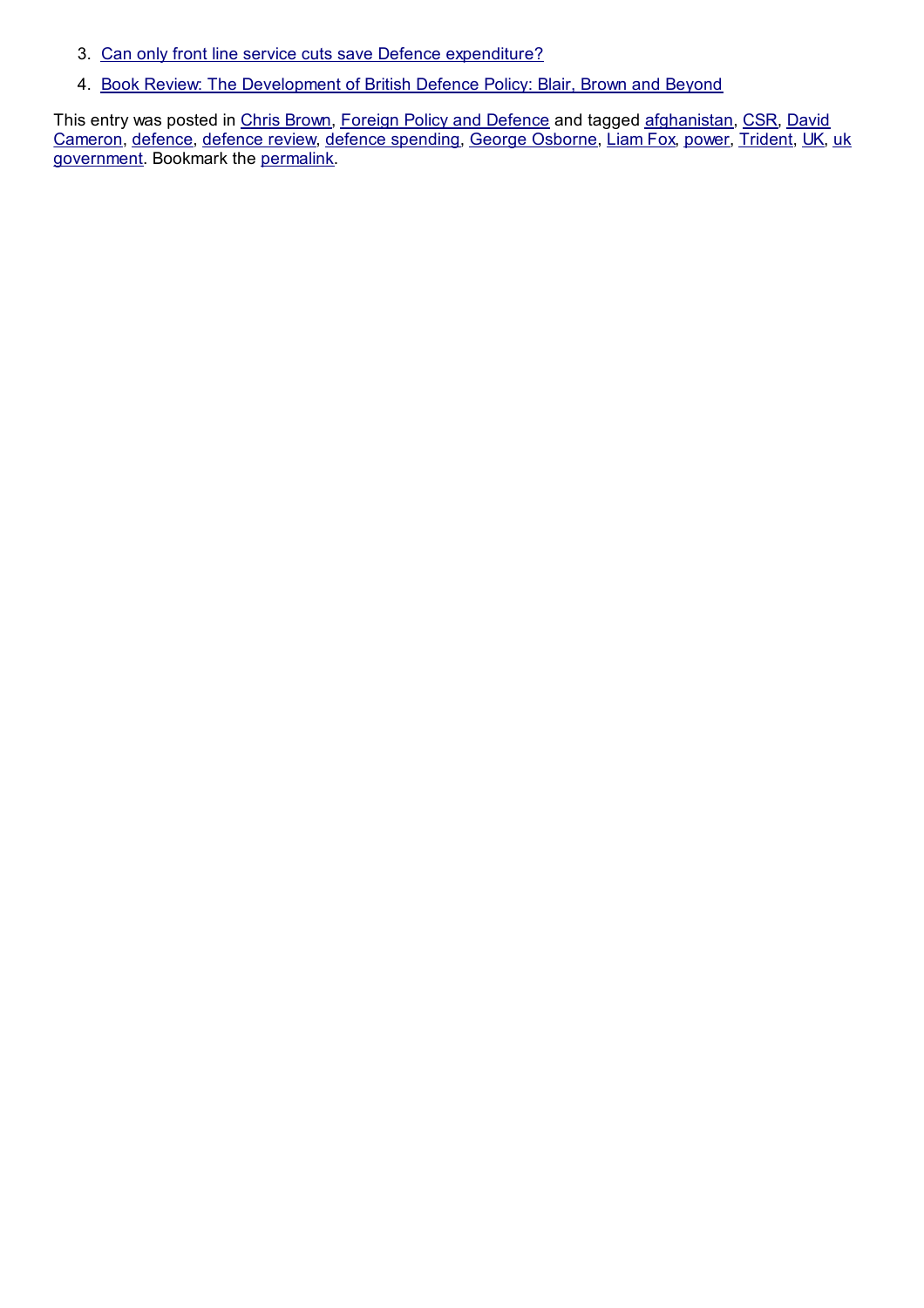3. Can only front line service cuts save Defence expenditure?
4. Book Review: The Development of British Defence Policy: Blair, Brown and Beyond

This entry was posted in Chris Brown, Foreign Policy and Defence and tagged afghanistan, CSR, David Cameron, defence, defence review, defence spending, George Osborne, Liam Fox, power, Trident, UK, uk government. Bookmark the permalink.